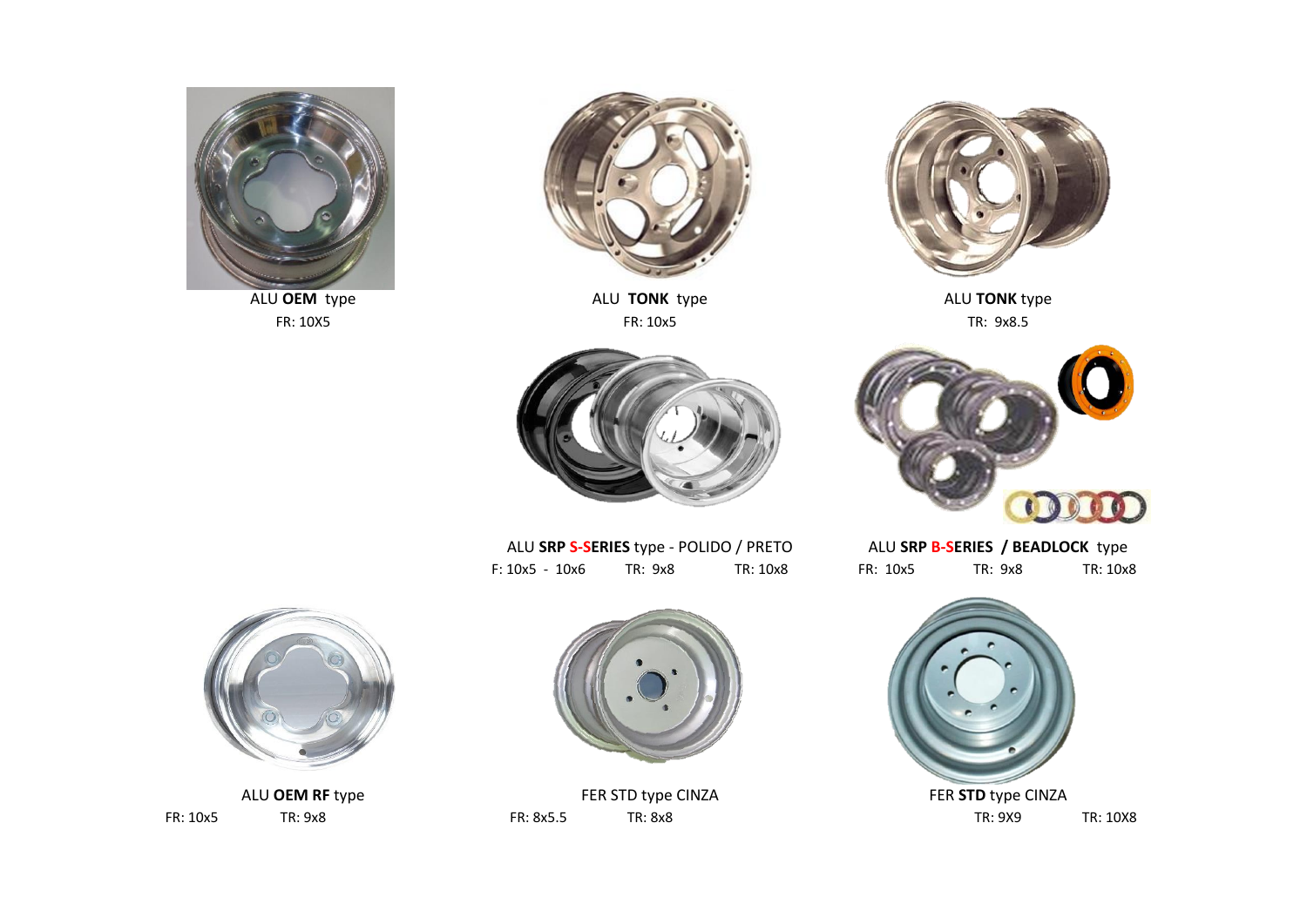ALU **OEM** type
FR: 10X5

ALU **TONK** type
FR: 10x5

ALU **TONK** type
TR: 9x8.5

ALU **SRP S-SERIES** type - POLIDO / PRETO
F: 10x5 - 10x6 TR: 9x8 TR: 10x8

ALU **SRP B-SERIES / BEADLOCK** type
FR: 10x5 TR: 9x8 TR: 10x8

ALU **OEM RF** type
FR: 10x5 TR: 9x8

FER STD type CINZA
FR: 8x5.5 TR: 8x8

FER **STD** type CINZA
TR: 9X9 TR: 10X8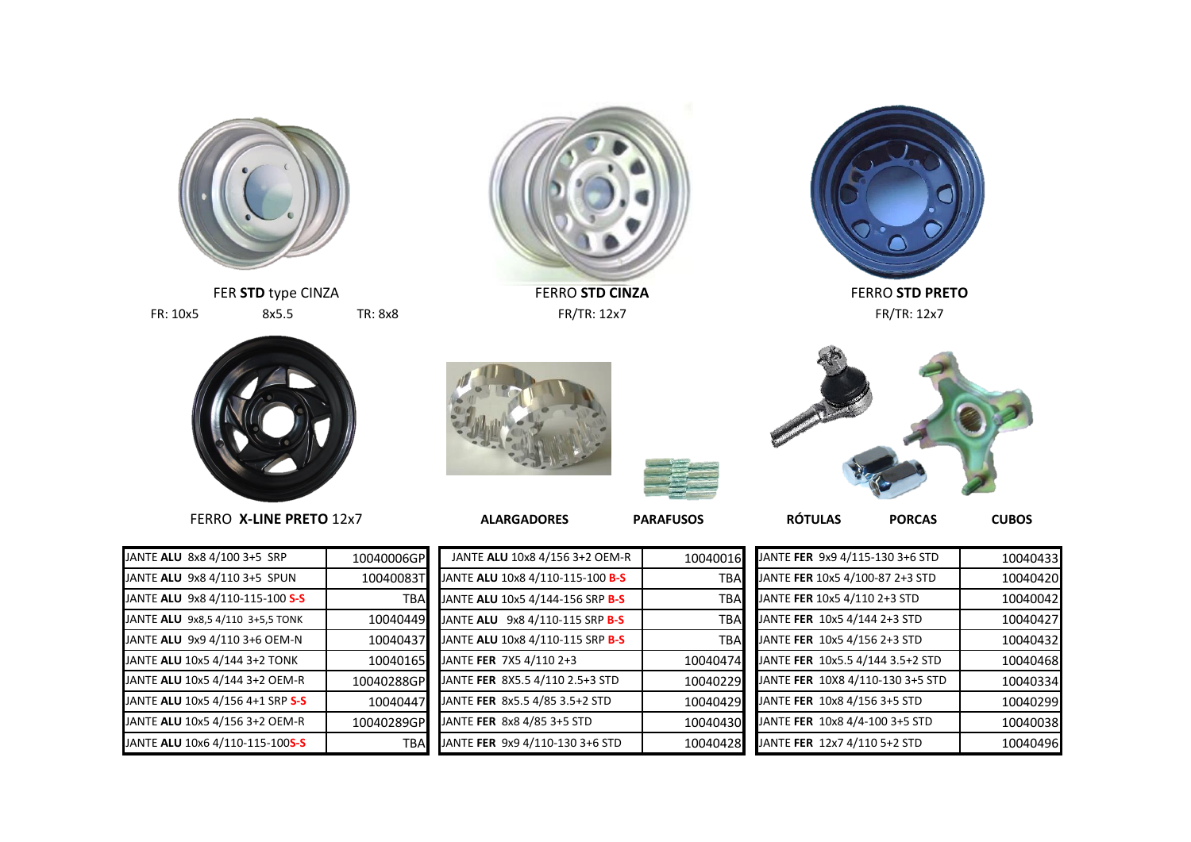FER **STD** type CINZA

FR: 10x5 8x5.5 TR: 8x8

FERRO **STD CINZA**

FR/TR: 12x7

FERRO **STD PRETO**

FR/TR: 12x7

FERRO **X-LINE PRETO** 12x7

**ALARGADORES** **PARAFUSOS**

**RÓTULAS** **PORCAS** **CUBOS**

| | | | | | |
|---|---|---|---|---|---|
| JANTE **ALU** 8x8 4/100 3+5 SRP | 10040006GP | JANTE **ALU** 10x8 4/156 3+2 OEM-R | 10040016 | JANTE **FER** 9x9 4/115-130 3+6 STD | 10040433 |
| JANTE **ALU** 9x8 4/110 3+5 SPUN | 10040083T | JANTE **ALU** 10x8 4/110-115-100 **B-S** | TBA | JANTE **FER** 10x5 4/100-87 2+3 STD | 10040420 |
| JANTE **ALU** 9x8 4/110-115-100 **S-S** | TBA | JANTE **ALU** 10x5 4/144-156 SRP **B-S** | TBA | JANTE **FER** 10x5 4/110 2+3 STD | 10040042 |
| JANTE **ALU** 9x8,5 4/110 3+5,5 TONK | 10040449 | JANTE **ALU** 9x8 4/110-115 SRP **B-S** | TBA | JANTE **FER** 10x5 4/144 2+3 STD | 10040427 |
| JANTE **ALU** 9x9 4/110 3+6 OEM-N | 10040437 | JANTE **ALU** 10x8 4/110-115 SRP **B-S** | TBA | JANTE **FER** 10x5 4/156 2+3 STD | 10040432 |
| JANTE **ALU** 10x5 4/144 3+2 TONK | 10040165 | JANTE **FER** 7X5 4/110 2+3 | 10040474 | JANTE **FER** 10x5.5 4/144 3.5+2 STD | 10040468 |
| JANTE **ALU** 10x5 4/144 3+2 OEM-R | 10040288GP | JANTE **FER** 8X5.5 4/110 2.5+3 STD | 10040229 | JANTE **FER** 10X8 4/110-130 3+5 STD | 10040334 |
| JANTE **ALU** 10x5 4/156 4+1 SRP **S-S** | 10040447 | JANTE **FER** 8x5.5 4/85 3.5+2 STD | 10040429 | JANTE **FER** 10x8 4/156 3+5 STD | 10040299 |
| JANTE **ALU** 10x5 4/156 3+2 OEM-R | 10040289GP | JANTE **FER** 8x8 4/85 3+5 STD | 10040430 | JANTE **FER** 10x8 4/4-100 3+5 STD | 10040038 |
| JANTE **ALU** 10x6 4/110-115-100**S-S** | TBA | JANTE **FER** 9x9 4/110-130 3+6 STD | 10040428 | JANTE **FER** 12x7 4/110 5+2 STD | 10040496 |